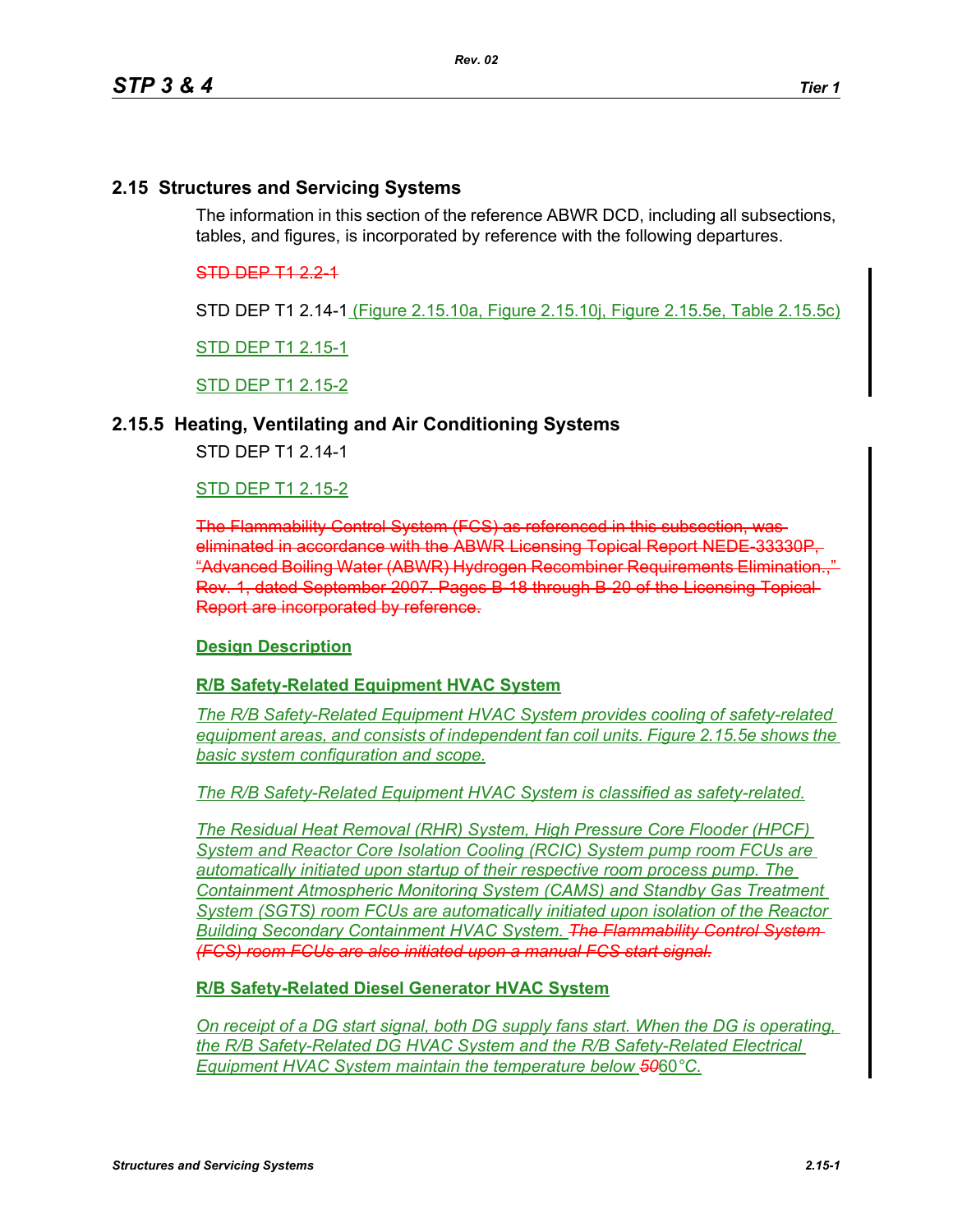## 2.15 Structures and Servicing Systems

The information in this section of the reference ABWR DCD, including all subsections, tables, and figures, is incorporated by reference with the following departures.

~~STD DEP T1 2.2-1~~

STD DEP T1 2.14-1 (Figure 2.15.10a, Figure 2.15.10j, Figure 2.15.5e, Table 2.15.5c)

STD DEP T1 2.15-1

STD DEP T1 2.15-2

### 2.15.5 Heating, Ventilating and Air Conditioning Systems

STD DEP T1 2.14-1

STD DEP T1 2.15-2

~~The Flammability Control System (FCS) as referenced in this subsection, was eliminated in accordance with the ABWR Licensing Topical Report NEDE-33330P, "Advanced Boiling Water (ABWR) Hydrogen Recombiner Requirements Elimination.," Rev. 1, dated September 2007. Pages B-18 through B-20 of the Licensing Topical Report are incorporated by reference.~~

**Design Description**

**R/B Safety-Related Equipment HVAC System**

*The R/B Safety-Related Equipment HVAC System provides cooling of safety-related equipment areas, and consists of independent fan coil units. Figure 2.15.5e shows the basic system configuration and scope.*

*The R/B Safety-Related Equipment HVAC System is classified as safety-related.*

*The Residual Heat Removal (RHR) System, High Pressure Core Flooder (HPCF) System and Reactor Core Isolation Cooling (RCIC) System pump room FCUs are automatically initiated upon startup of their respective room process pump. The Containment Atmospheric Monitoring System (CAMS) and Standby Gas Treatment System (SGTS) room FCUs are automatically initiated upon isolation of the Reactor Building Secondary Containment HVAC System.* ~~*The Flammability Control System (FCS) room FCUs are also initiated upon a manual FCS start signal.*~~

**R/B Safety-Related Diesel Generator HVAC System**

*On receipt of a DG start signal, both DG supply fans start. When the DG is operating, the R/B Safety-Related DG HVAC System and the R/B Safety-Related Electrical Equipment HVAC System maintain the temperature below* ~~*50*~~60°C.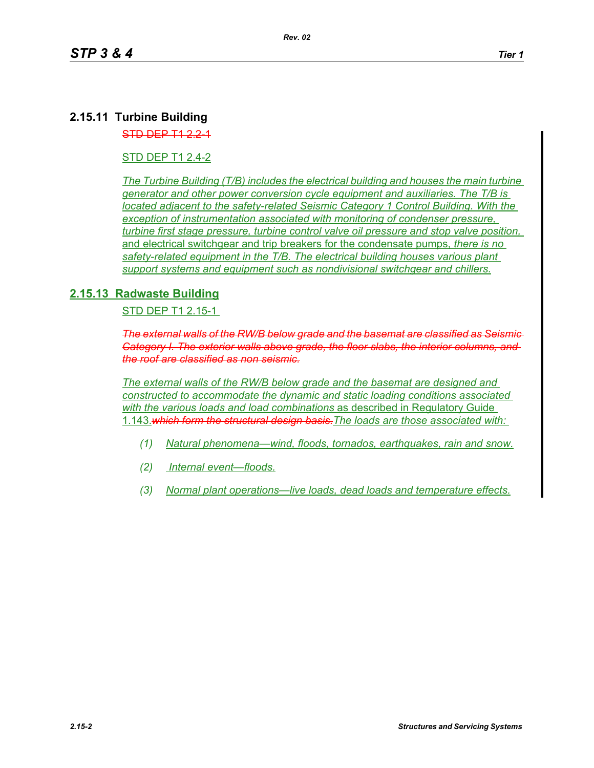## 2.15.11 Turbine Building

~~STD DEP T1 2.2-1~~

STD DEP T1 2.4-2

*The Turbine Building (T/B) includes the electrical building and houses the main turbine generator and other power conversion cycle equipment and auxiliaries. The T/B is located adjacent to the safety-related Seismic Category 1 Control Building. With the exception of instrumentation associated with monitoring of condenser pressure, turbine first stage pressure, turbine control valve oil pressure and stop valve position,* and electrical switchgear and trip breakers for the condensate pumps, *there is no safety-related equipment in the T/B. The electrical building houses various plant support systems and equipment such as nondivisional switchgear and chillers.*

## 2.15.13 Radwaste Building

STD DEP T1 2.15-1

~~*The external walls of the RW/B below grade and the basemat are classified as Seismic Category I. The exterior walls above grade, the floor slabs, the interior columns, and the roof are classified as non seismic.*~~

*The external walls of the RW/B below grade and the basemat are designed and constructed to accommodate the dynamic and static loading conditions associated with the various loads and load combinations* as described in Regulatory Guide 1.143.~~*which form the structural design basis.*~~*The loads are those associated with:*

(1) *Natural phenomena—wind, floods, tornados, earthquakes, rain and snow.*

(2) *Internal event—floods.*

(3) *Normal plant operations—live loads, dead loads and temperature effects.*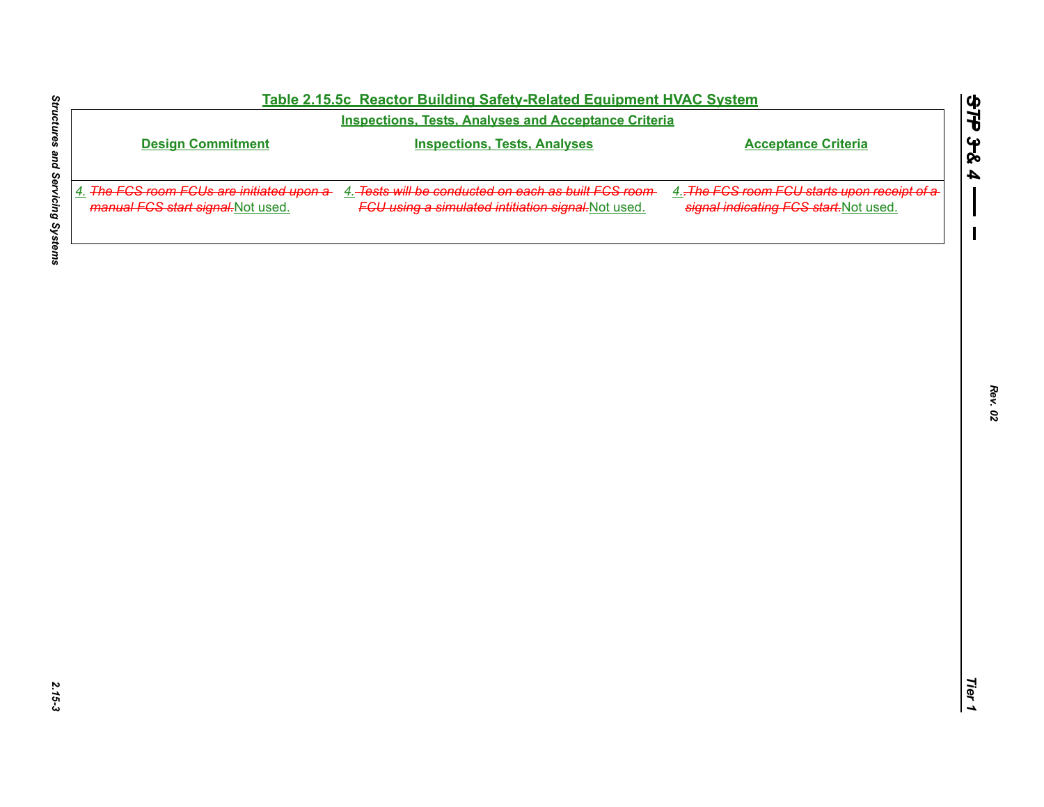## Table 2.15.5c Reactor Building Safety-Related Equipment HVAC System

### Inspections, Tests, Analyses and Acceptance Criteria

| Design Commitment | Inspections, Tests, Analyses | Acceptance Criteria |
|---|---|---|
| 4. ~~The FCS room FCUs are initiated upon a manual FCS start signal.~~Not used. | 4. ~~Tests will be conducted on each as built FCS room FCU using a simulated intitiation signal.~~Not used. | 4. ~~The FCS room FCU starts upon receipt of a signal indicating FCS start.~~Not used. |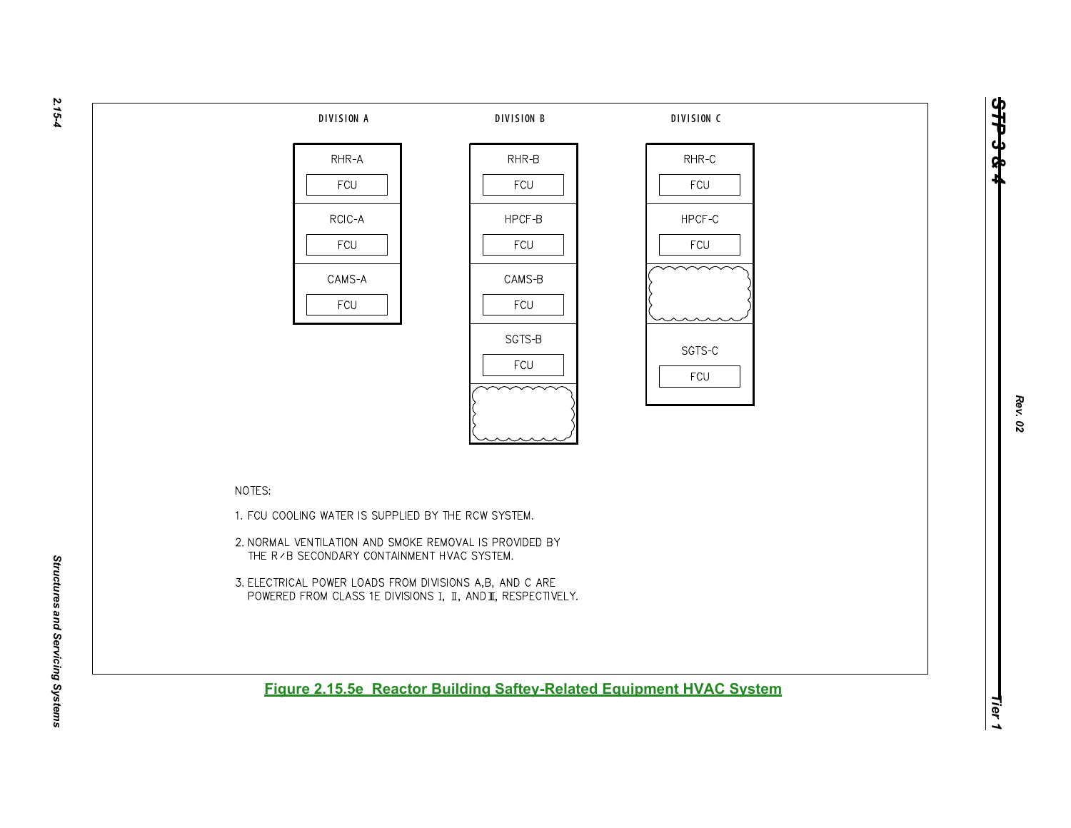DIVISION A

RHR-A
FCU

RCIC-A
FCU

CAMS-A
FCU

DIVISION B

RHR-B
FCU

HPCF-B
FCU

CAMS-B
FCU

SGTS-B
FCU

DIVISION C

RHR-C
FCU

HPCF-C
FCU

SGTS-C
FCU

NOTES:

1. FCU COOLING WATER IS SUPPLIED BY THE RCW SYSTEM.
2. NORMAL VENTILATION AND SMOKE REMOVAL IS PROVIDED BY THE R/B SECONDARY CONTAINMENT HVAC SYSTEM.
3. ELECTRICAL POWER LOADS FROM DIVISIONS A,B, AND C ARE POWERED FROM CLASS 1E DIVISIONS I, II, AND III, RESPECTIVELY.

**Figure 2.15.5e Reactor Building Saftey-Related Equipment HVAC System**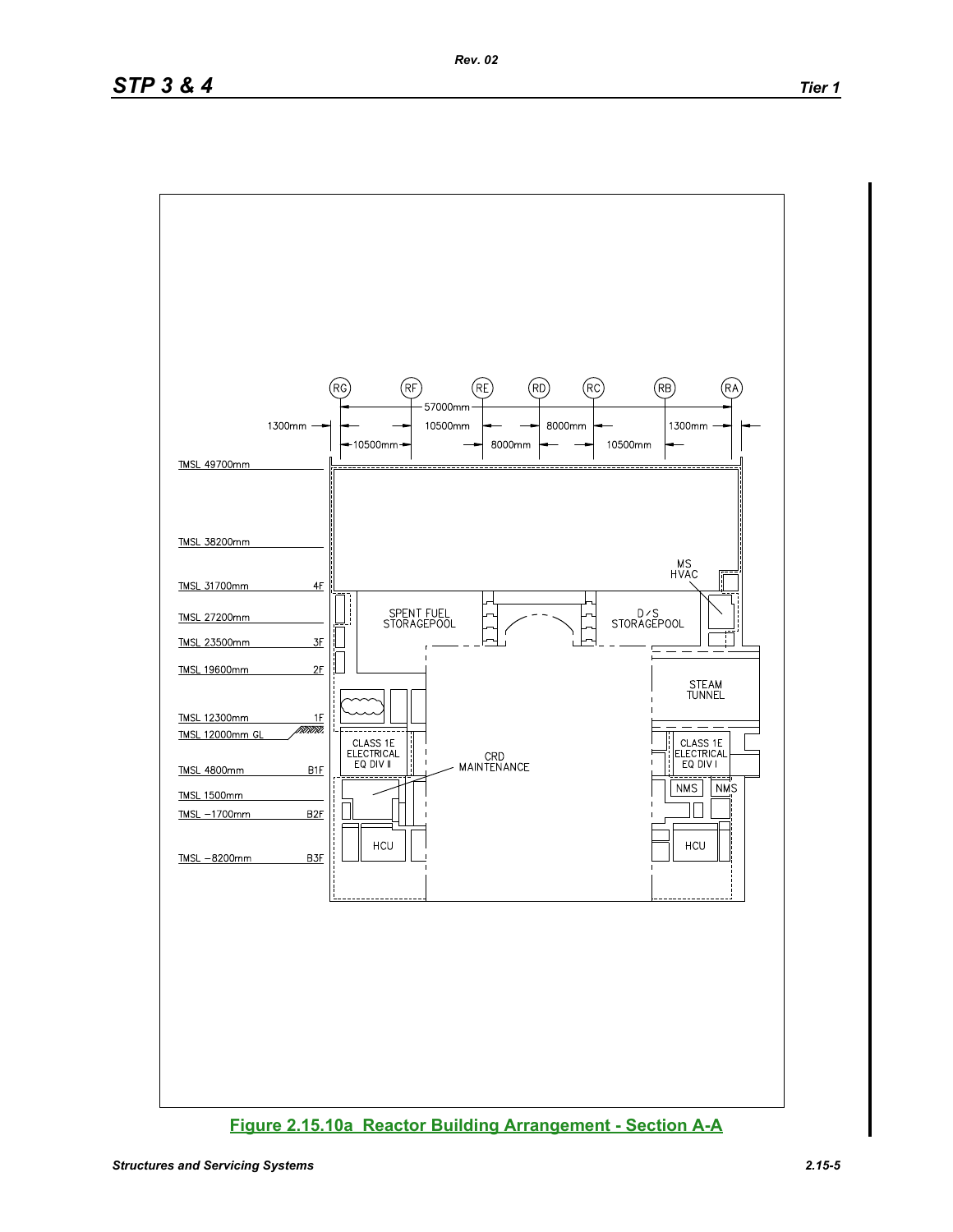RG RF RE RD RC RB RA

57000mm

1300mm 10500mm 8000mm 1300mm

10500mm 8000mm 10500mm

TMSL 49700mm

TMSL 38200mm

TMSL 31700mm 4F

TMSL 27200mm

TMSL 23500mm 3F

TMSL 19600mm 2F

TMSL 12300mm 1F

TMSL 12000mm GL

TMSL 4800mm B1F

TMSL 1500mm

TMSL −1700mm B2F

TMSL −8200mm B3F

MS HVAC

SPENT FUEL STORAGEPOOL

D/S STORAGEPOOL

STEAM TUNNEL

CLASS 1E ELECTRICAL EQ DIV II

CRD MAINTENANCE

CLASS 1E ELECTRICAL EQ DIV I

NMS

NMS

HCU

HCU

**Figure 2.15.10a Reactor Building Arrangement - Section A-A**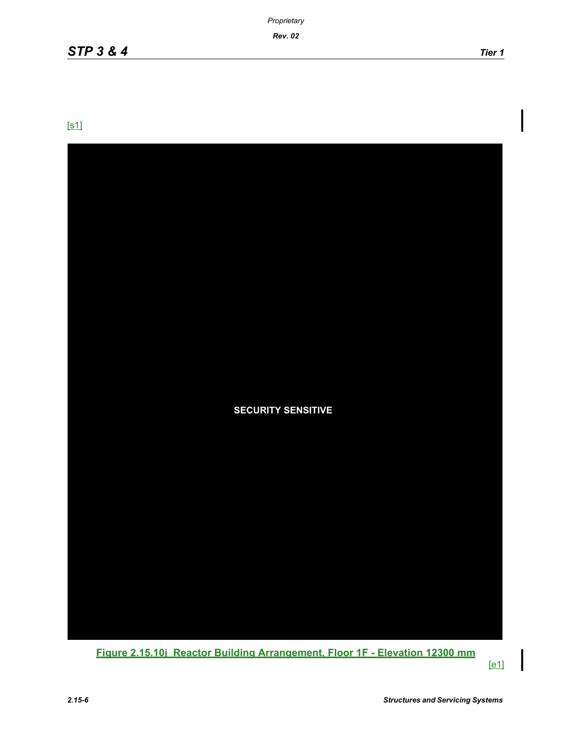[s1]

SECURITY SENSITIVE

**Figure 2.15.10j Reactor Building Arrangement, Floor 1F - Elevation 12300 mm**

[e1]